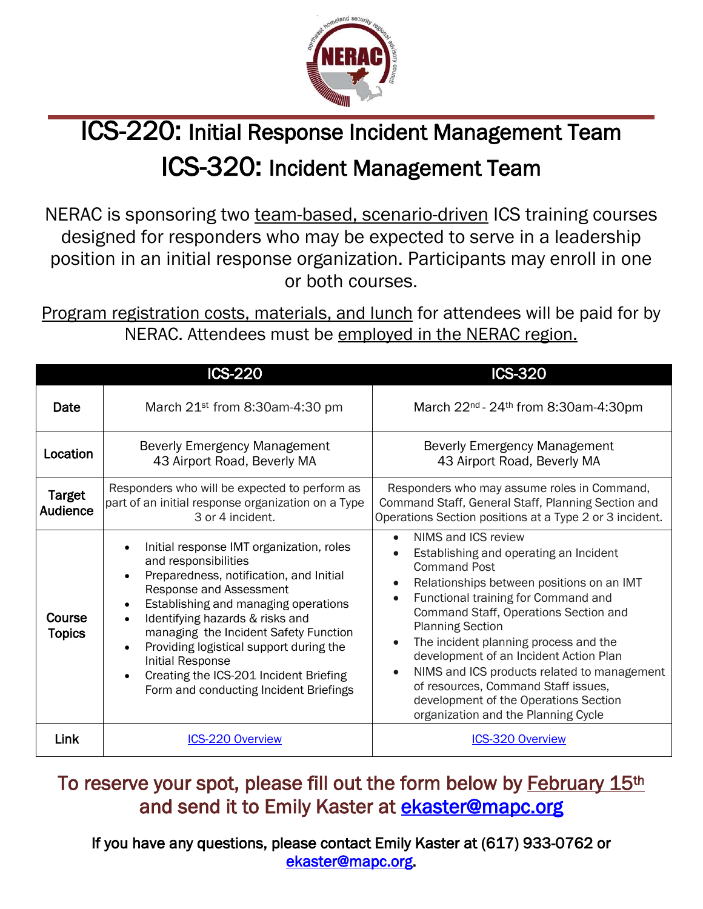# ICS-220: Initial Response Incident Management Team
# ICS-320: Incident Management Team

NERAC is sponsoring two team-based, scenario-driven ICS training courses designed for responders who may be expected to serve in a leadership position in an initial response organization. Participants may enroll in one or both courses.

Program registration costs, materials, and lunch for attendees will be paid for by NERAC. Attendees must be employed in the NERAC region.

| | ICS-220 | ICS-320 |
|---|---|---|
| **Date** | March 21st from 8:30am-4:30 pm | March 22nd - 24th from 8:30am-4:30pm |
| **Location** | Beverly Emergency Management<br>43 Airport Road, Beverly MA | Beverly Emergency Management<br>43 Airport Road, Beverly MA |
| **Target Audience** | Responders who will be expected to perform as part of an initial response organization on a Type 3 or 4 incident. | Responders who may assume roles in Command, Command Staff, General Staff, Planning Section and Operations Section positions at a Type 2 or 3 incident. |
| **Course Topics** | • Initial response IMT organization, roles and responsibilities<br>• Preparedness, notification, and Initial Response and Assessment<br>• Establishing and managing operations<br>• Identifying hazards & risks and managing the Incident Safety Function<br>• Providing logistical support during the Initial Response<br>• Creating the ICS-201 Incident Briefing Form and conducting Incident Briefings | • NIMS and ICS review<br>• Establishing and operating an Incident Command Post<br>• Relationships between positions on an IMT<br>• Functional training for Command and Command Staff, Operations Section and Planning Section<br>• The incident planning process and the development of an Incident Action Plan<br>• NIMS and ICS products related to management of resources, Command Staff issues, development of the Operations Section organization and the Planning Cycle |
| **Link** | ICS-220 Overview | ICS-320 Overview |

**To reserve your spot, please fill out the form below by February 15th and send it to Emily Kaster at ekaster@mapc.org**

**If you have any questions, please contact Emily Kaster at (617) 933-0762 or ekaster@mapc.org.**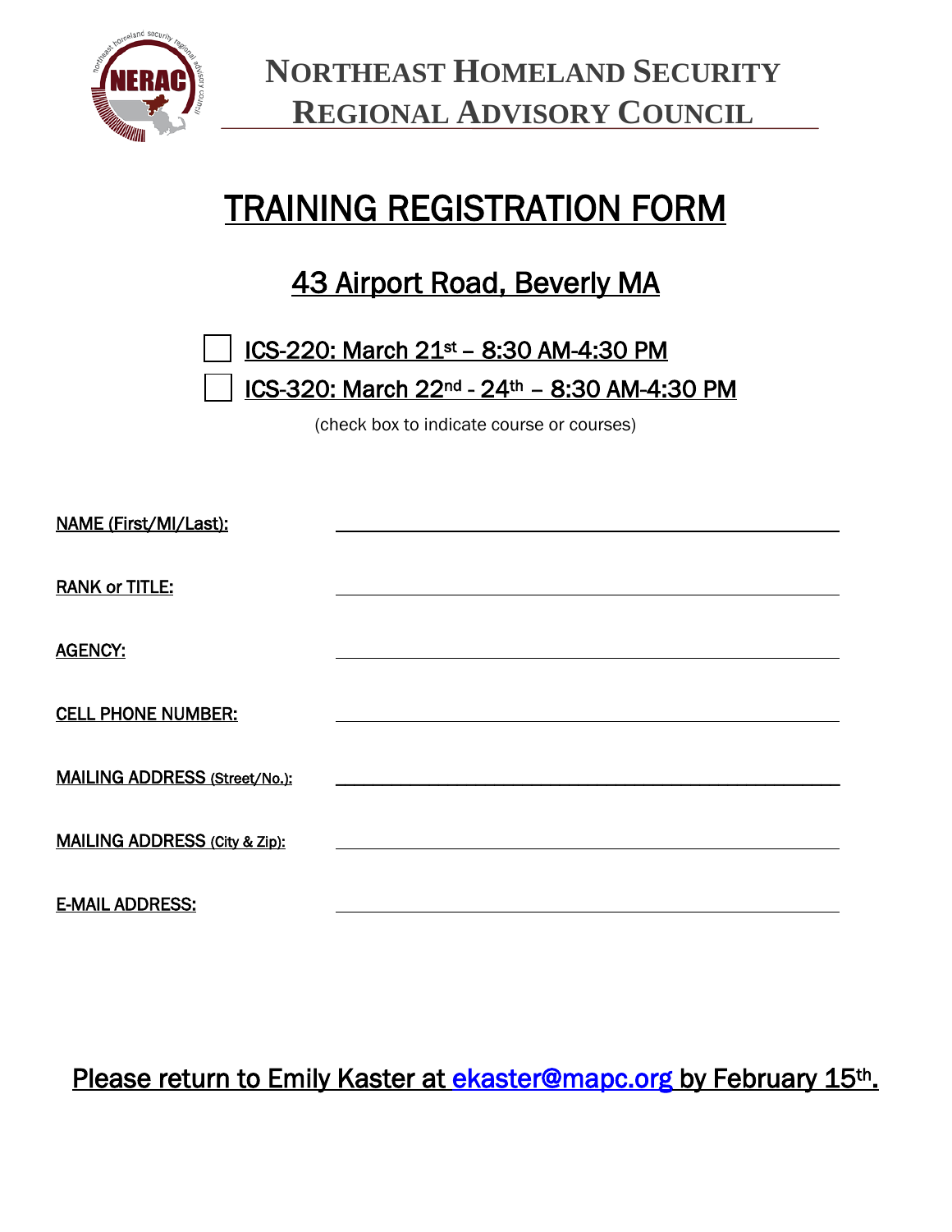NORTHEAST HOMELAND SECURITY REGIONAL ADVISORY COUNCIL

# TRAINING REGISTRATION FORM

## 43 Airport Road, Beverly MA

☐ ICS-220: March 21st – 8:30 AM-4:30 PM

☐ ICS-320: March 22nd - 24th – 8:30 AM-4:30 PM

(check box to indicate course or courses)

NAME (First/MI/Last): ______________________________

RANK or TITLE: ______________________________

AGENCY: ______________________________

CELL PHONE NUMBER: ______________________________

MAILING ADDRESS (Street/No.): ______________________________

MAILING ADDRESS (City & Zip): ______________________________

E-MAIL ADDRESS: ______________________________

Please return to Emily Kaster at ekaster@mapc.org by February 15th.